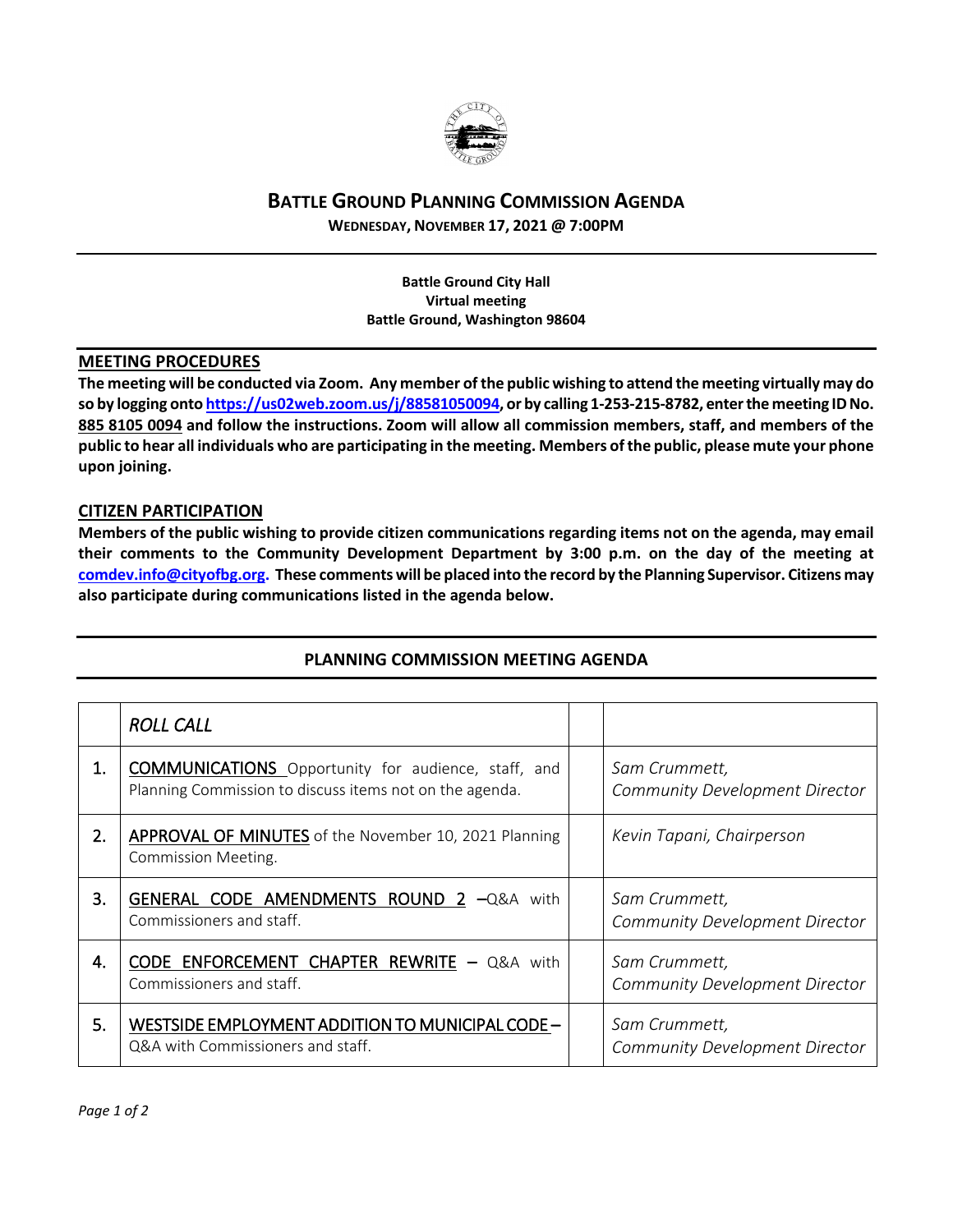# BATTLE GROUND PLANNING COMMISSION AGENDA

**WEDNESDAY, NOVEMBER 17, 2021 @ 7:00PM**

**Battle Ground City Hall**
**Virtual meeting**
**Battle Ground, Washington 98604**

## MEETING PROCEDURES

**The meeting will be conducted via Zoom. Any member of the public wishing to attend the meeting virtually may do so by logging onto https://us02web.zoom.us/j/88581050094, or by calling 1-253-215-8782, enter the meeting ID No. 885 8105 0094 and follow the instructions. Zoom will allow all commission members, staff, and members of the public to hear all individuals who are participating in the meeting. Members of the public, please mute your phone upon joining.**

## CITIZEN PARTICIPATION

**Members of the public wishing to provide citizen communications regarding items not on the agenda, may email their comments to the Community Development Department by 3:00 p.m. on the day of the meeting at comdev.info@cityofbg.org. These comments will be placed into the record by the Planning Supervisor. Citizens may also participate during communications listed in the agenda below.**

## PLANNING COMMISSION MEETING AGENDA

| | *ROLL CALL* | | |
|---|---|---|---|
| 1. | COMMUNICATIONS Opportunity for audience, staff, and Planning Commission to discuss items not on the agenda. | | *Sam Crummett, Community Development Director* |
| 2. | APPROVAL OF MINUTES of the November 10, 2021 Planning Commission Meeting. | | *Kevin Tapani, Chairperson* |
| 3. | GENERAL CODE AMENDMENTS ROUND 2 –Q&A with Commissioners and staff. | | *Sam Crummett, Community Development Director* |
| 4. | CODE ENFORCEMENT CHAPTER REWRITE – Q&A with Commissioners and staff. | | *Sam Crummett, Community Development Director* |
| 5. | WESTSIDE EMPLOYMENT ADDITION TO MUNICIPAL CODE – Q&A with Commissioners and staff. | | *Sam Crummett, Community Development Director* |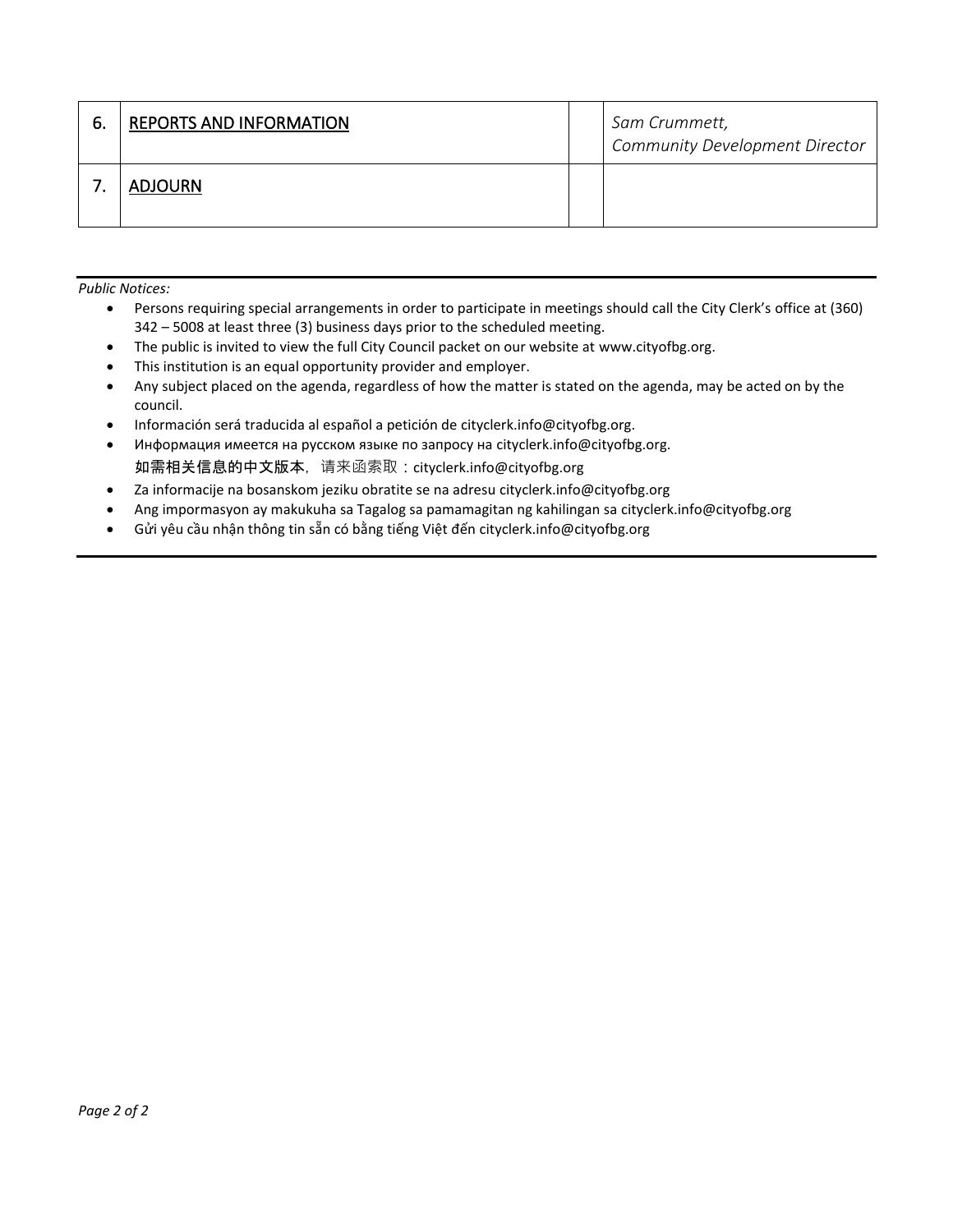| | | | |
|---|---|---|---|
| 6. | REPORTS AND INFORMATION | | *Sam Crummett, Community Development Director* |
| 7. | ADJOURN | | |

*Public Notices:*

- Persons requiring special arrangements in order to participate in meetings should call the City Clerk's office at (360) 342 – 5008 at least three (3) business days prior to the scheduled meeting.
- The public is invited to view the full City Council packet on our website at www.cityofbg.org.
- This institution is an equal opportunity provider and employer.
- Any subject placed on the agenda, regardless of how the matter is stated on the agenda, may be acted on by the council.
- Información será traducida al español a petición de cityclerk.info@cityofbg.org.
- Информация имеется на русском языке по запросу на cityclerk.info@cityofbg.org.
  **如需相关信息的中文版本**，请来函索取：cityclerk.info@cityofbg.org
- Za informacije na bosanskom jeziku obratite se na adresu cityclerk.info@cityofbg.org
- Ang impormasyon ay makukuha sa Tagalog sa pamamagitan ng kahilingan sa cityclerk.info@cityofbg.org
- Gửi yêu cầu nhận thông tin sẵn có bằng tiếng Việt đến cityclerk.info@cityofbg.org